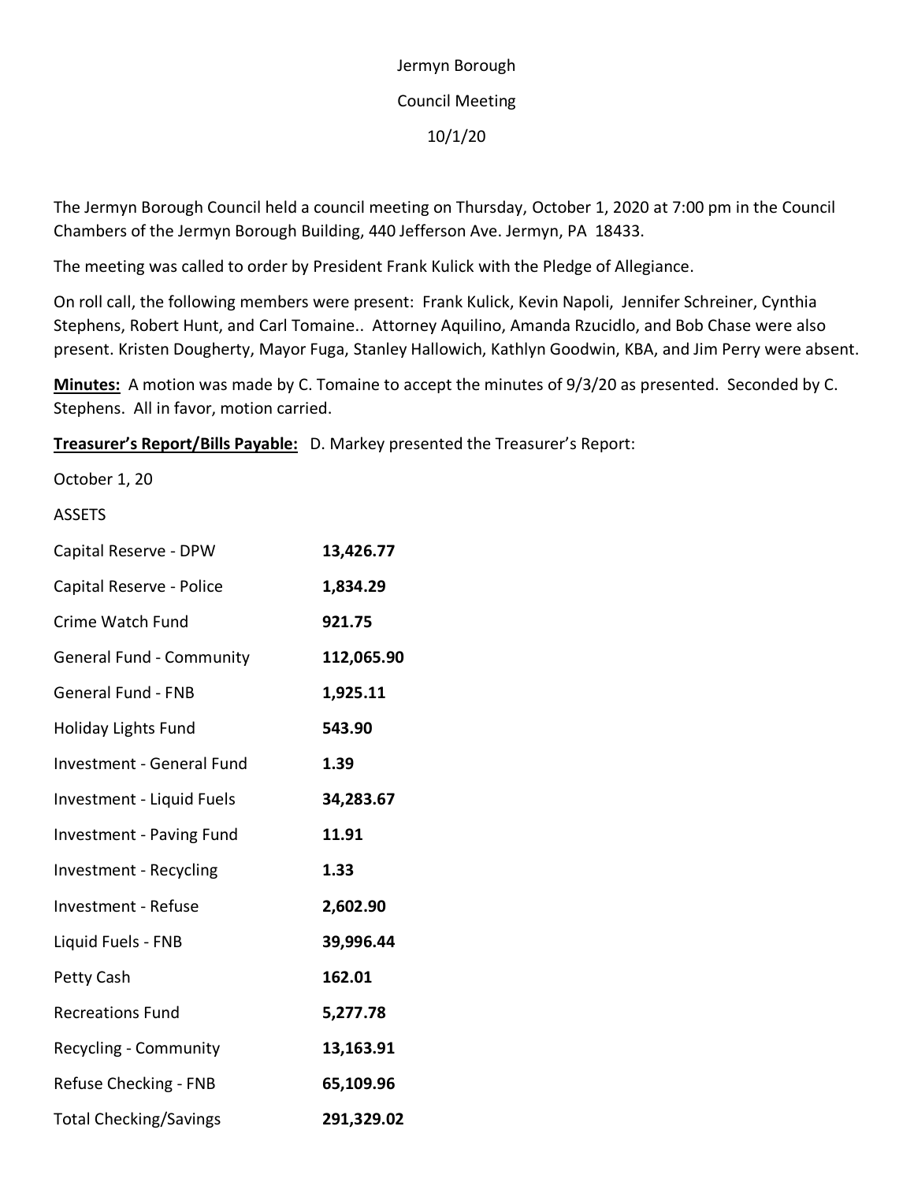Jermyn Borough

Council Meeting

10/1/20

The Jermyn Borough Council held a council meeting on Thursday, October 1, 2020 at 7:00 pm in the Council Chambers of the Jermyn Borough Building, 440 Jefferson Ave. Jermyn, PA 18433.

The meeting was called to order by President Frank Kulick with the Pledge of Allegiance.

On roll call, the following members were present: Frank Kulick, Kevin Napoli, Jennifer Schreiner, Cynthia Stephens, Robert Hunt, and Carl Tomaine.. Attorney Aquilino, Amanda Rzucidlo, and Bob Chase were also present. Kristen Dougherty, Mayor Fuga, Stanley Hallowich, Kathlyn Goodwin, KBA, and Jim Perry were absent.

**Minutes:** A motion was made by C. Tomaine to accept the minutes of 9/3/20 as presented. Seconded by C. Stephens. All in favor, motion carried.

**Treasurer's Report/Bills Payable:** D. Markey presented the Treasurer's Report:

October 1, 20

ASSETS

| | |
|---|---|
| Capital Reserve - DPW | **13,426.77** |
| Capital Reserve - Police | **1,834.29** |
| Crime Watch Fund | **921.75** |
| General Fund - Community | **112,065.90** |
| General Fund - FNB | **1,925.11** |
| Holiday Lights Fund | **543.90** |
| Investment - General Fund | **1.39** |
| Investment - Liquid Fuels | **34,283.67** |
| Investment - Paving Fund | **11.91** |
| Investment - Recycling | **1.33** |
| Investment - Refuse | **2,602.90** |
| Liquid Fuels - FNB | **39,996.44** |
| Petty Cash | **162.01** |
| Recreations Fund | **5,277.78** |
| Recycling - Community | **13,163.91** |
| Refuse Checking - FNB | **65,109.96** |
| Total Checking/Savings | **291,329.02** |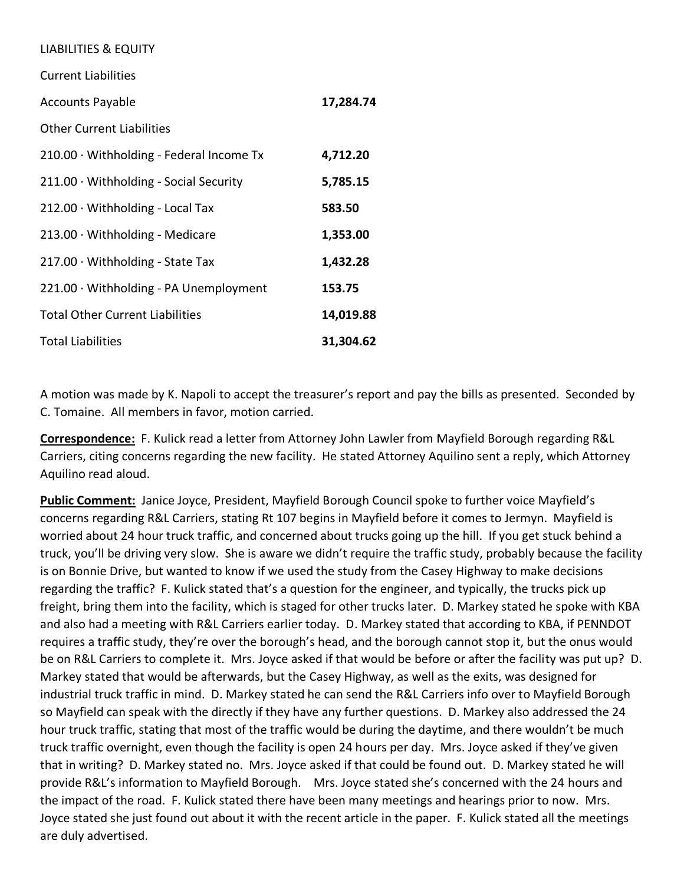LIABILITIES & EQUITY

| Current Liabilities | |
|---|---|
| Accounts Payable | **17,284.74** |
| Other Current Liabilities | |
| 210.00 · Withholding - Federal Income Tx | **4,712.20** |
| 211.00 · Withholding - Social Security | **5,785.15** |
| 212.00 · Withholding - Local Tax | **583.50** |
| 213.00 · Withholding - Medicare | **1,353.00** |
| 217.00 · Withholding - State Tax | **1,432.28** |
| 221.00 · Withholding - PA Unemployment | **153.75** |
| Total Other Current Liabilities | **14,019.88** |
| Total Liabilities | **31,304.62** |

A motion was made by K. Napoli to accept the treasurer's report and pay the bills as presented. Seconded by C. Tomaine. All members in favor, motion carried.

**Correspondence:** F. Kulick read a letter from Attorney John Lawler from Mayfield Borough regarding R&L Carriers, citing concerns regarding the new facility. He stated Attorney Aquilino sent a reply, which Attorney Aquilino read aloud.

**Public Comment:** Janice Joyce, President, Mayfield Borough Council spoke to further voice Mayfield's concerns regarding R&L Carriers, stating Rt 107 begins in Mayfield before it comes to Jermyn. Mayfield is worried about 24 hour truck traffic, and concerned about trucks going up the hill. If you get stuck behind a truck, you'll be driving very slow. She is aware we didn't require the traffic study, probably because the facility is on Bonnie Drive, but wanted to know if we used the study from the Casey Highway to make decisions regarding the traffic? F. Kulick stated that's a question for the engineer, and typically, the trucks pick up freight, bring them into the facility, which is staged for other trucks later. D. Markey stated he spoke with KBA and also had a meeting with R&L Carriers earlier today. D. Markey stated that according to KBA, if PENNDOT requires a traffic study, they're over the borough's head, and the borough cannot stop it, but the onus would be on R&L Carriers to complete it. Mrs. Joyce asked if that would be before or after the facility was put up? D. Markey stated that would be afterwards, but the Casey Highway, as well as the exits, was designed for industrial truck traffic in mind. D. Markey stated he can send the R&L Carriers info over to Mayfield Borough so Mayfield can speak with the directly if they have any further questions. D. Markey also addressed the 24 hour truck traffic, stating that most of the traffic would be during the daytime, and there wouldn't be much truck traffic overnight, even though the facility is open 24 hours per day. Mrs. Joyce asked if they've given that in writing? D. Markey stated no. Mrs. Joyce asked if that could be found out. D. Markey stated he will provide R&L's information to Mayfield Borough. Mrs. Joyce stated she's concerned with the 24 hours and the impact of the road. F. Kulick stated there have been many meetings and hearings prior to now. Mrs. Joyce stated she just found out about it with the recent article in the paper. F. Kulick stated all the meetings are duly advertised.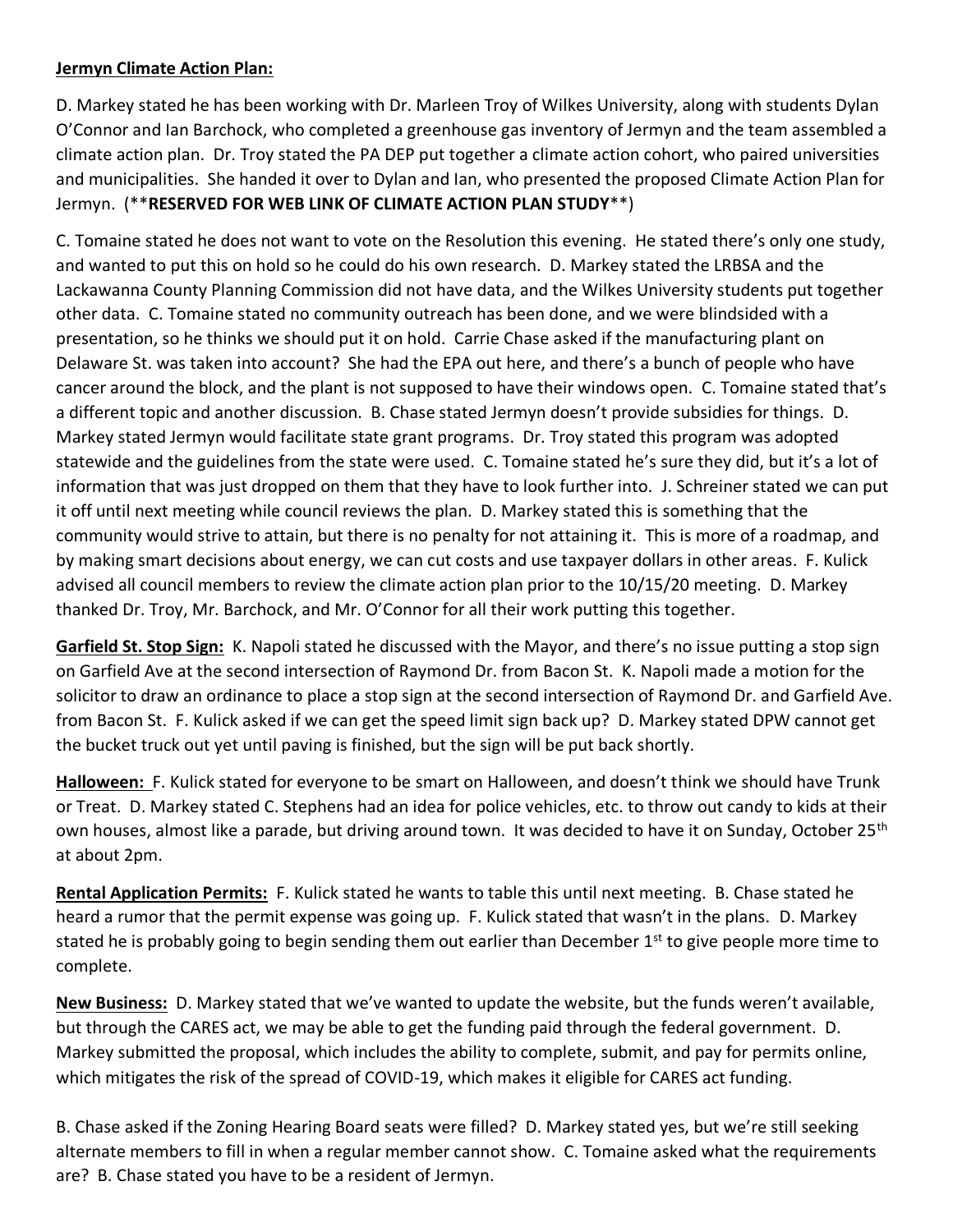**Jermyn Climate Action Plan:**

D. Markey stated he has been working with Dr. Marleen Troy of Wilkes University, along with students Dylan O'Connor and Ian Barchock, who completed a greenhouse gas inventory of Jermyn and the team assembled a climate action plan. Dr. Troy stated the PA DEP put together a climate action cohort, who paired universities and municipalities. She handed it over to Dylan and Ian, who presented the proposed Climate Action Plan for Jermyn. (****RESERVED FOR WEB LINK OF CLIMATE ACTION PLAN STUDY****)

C. Tomaine stated he does not want to vote on the Resolution this evening. He stated there's only one study, and wanted to put this on hold so he could do his own research. D. Markey stated the LRBSA and the Lackawanna County Planning Commission did not have data, and the Wilkes University students put together other data. C. Tomaine stated no community outreach has been done, and we were blindsided with a presentation, so he thinks we should put it on hold. Carrie Chase asked if the manufacturing plant on Delaware St. was taken into account? She had the EPA out here, and there's a bunch of people who have cancer around the block, and the plant is not supposed to have their windows open. C. Tomaine stated that's a different topic and another discussion. B. Chase stated Jermyn doesn't provide subsidies for things. D. Markey stated Jermyn would facilitate state grant programs. Dr. Troy stated this program was adopted statewide and the guidelines from the state were used. C. Tomaine stated he's sure they did, but it's a lot of information that was just dropped on them that they have to look further into. J. Schreiner stated we can put it off until next meeting while council reviews the plan. D. Markey stated this is something that the community would strive to attain, but there is no penalty for not attaining it. This is more of a roadmap, and by making smart decisions about energy, we can cut costs and use taxpayer dollars in other areas. F. Kulick advised all council members to review the climate action plan prior to the 10/15/20 meeting. D. Markey thanked Dr. Troy, Mr. Barchock, and Mr. O'Connor for all their work putting this together.

**Garfield St. Stop Sign:** K. Napoli stated he discussed with the Mayor, and there's no issue putting a stop sign on Garfield Ave at the second intersection of Raymond Dr. from Bacon St. K. Napoli made a motion for the solicitor to draw an ordinance to place a stop sign at the second intersection of Raymond Dr. and Garfield Ave. from Bacon St. F. Kulick asked if we can get the speed limit sign back up? D. Markey stated DPW cannot get the bucket truck out yet until paving is finished, but the sign will be put back shortly.

**Halloween:** F. Kulick stated for everyone to be smart on Halloween, and doesn't think we should have Trunk or Treat. D. Markey stated C. Stephens had an idea for police vehicles, etc. to throw out candy to kids at their own houses, almost like a parade, but driving around town. It was decided to have it on Sunday, October 25th at about 2pm.

**Rental Application Permits:** F. Kulick stated he wants to table this until next meeting. B. Chase stated he heard a rumor that the permit expense was going up. F. Kulick stated that wasn't in the plans. D. Markey stated he is probably going to begin sending them out earlier than December 1st to give people more time to complete.

**New Business:** D. Markey stated that we've wanted to update the website, but the funds weren't available, but through the CARES act, we may be able to get the funding paid through the federal government. D. Markey submitted the proposal, which includes the ability to complete, submit, and pay for permits online, which mitigates the risk of the spread of COVID-19, which makes it eligible for CARES act funding.

B. Chase asked if the Zoning Hearing Board seats were filled? D. Markey stated yes, but we're still seeking alternate members to fill in when a regular member cannot show. C. Tomaine asked what the requirements are? B. Chase stated you have to be a resident of Jermyn.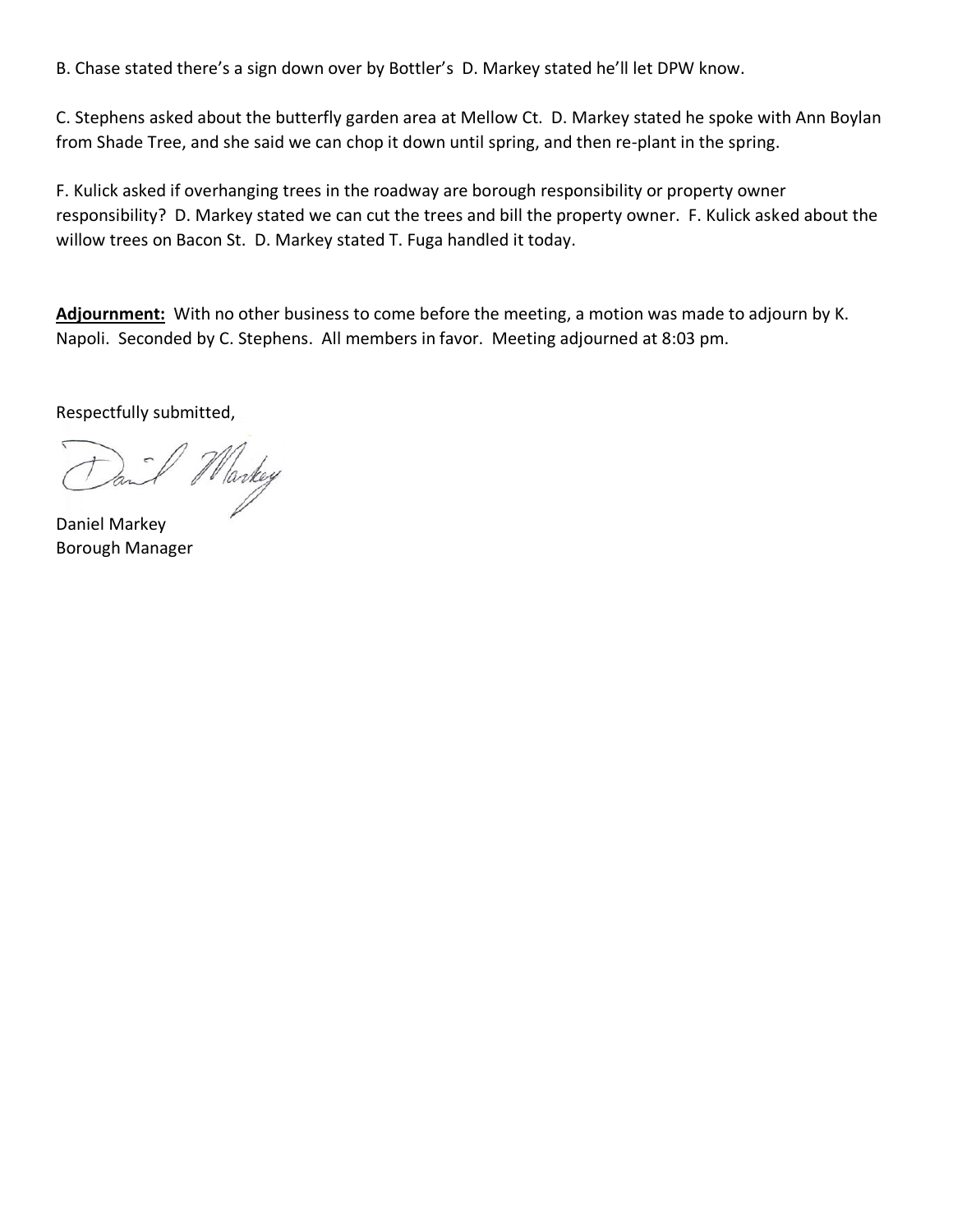B. Chase stated there's a sign down over by Bottler's D. Markey stated he'll let DPW know.

C. Stephens asked about the butterfly garden area at Mellow Ct. D. Markey stated he spoke with Ann Boylan from Shade Tree, and she said we can chop it down until spring, and then re-plant in the spring.

F. Kulick asked if overhanging trees in the roadway are borough responsibility or property owner responsibility? D. Markey stated we can cut the trees and bill the property owner. F. Kulick asked about the willow trees on Bacon St. D. Markey stated T. Fuga handled it today.

**Adjournment:** With no other business to come before the meeting, a motion was made to adjourn by K. Napoli. Seconded by C. Stephens. All members in favor. Meeting adjourned at 8:03 pm.

Respectfully submitted,

Daniel Markey
Borough Manager